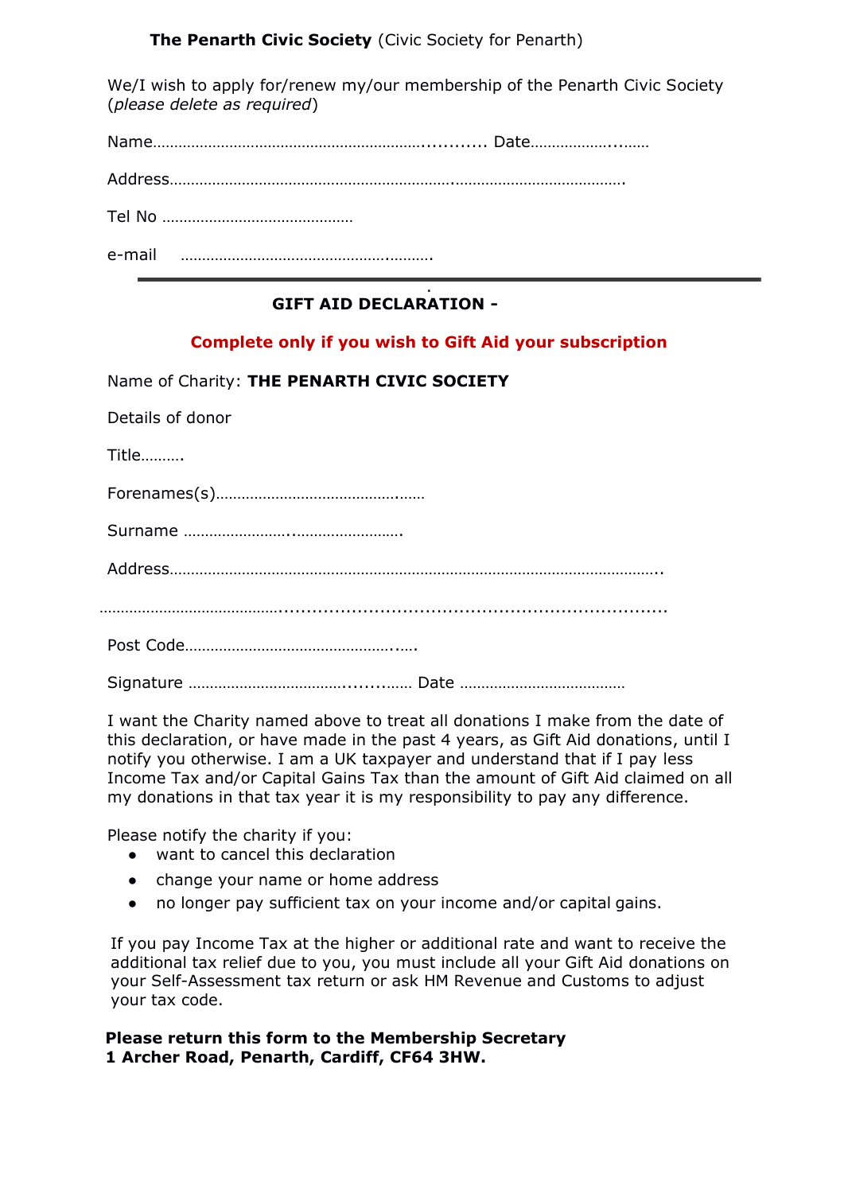**The Penarth Civic Society** (Civic Society for Penarth)

We/I wish to apply for/renew my/our membership of the Penarth Civic Society (*please delete as required*)

Name………………………………………………………............ Date……………….……

Address………………………………………………………….………………………………….

Tel No ………………………………………

e-mail ……………………………………….……….

---

**GIFT AID DECLARATION -**

**Complete only if you wish to Gift Aid your subscription**

Name of Charity: **THE PENARTH CIVIC SOCIETY**

Details of donor

Title……….

Forenames(s)………………………………….……

Surname …………………..…………………….

Address……………………………………………………………………………………………..

…………………………………..................................................................

Post Code…………………………………….…..

Signature ……………………………............…… Date …………………………………

I want the Charity named above to treat all donations I make from the date of this declaration, or have made in the past 4 years, as Gift Aid donations, until I notify you otherwise. I am a UK taxpayer and understand that if I pay less Income Tax and/or Capital Gains Tax than the amount of Gift Aid claimed on all my donations in that tax year it is my responsibility to pay any difference.

Please notify the charity if you:

- want to cancel this declaration
- change your name or home address
- no longer pay sufficient tax on your income and/or capital gains.

If you pay Income Tax at the higher or additional rate and want to receive the additional tax relief due to you, you must include all your Gift Aid donations on your Self-Assessment tax return or ask HM Revenue and Customs to adjust your tax code.

**Please return this form to the Membership Secretary**
**1 Archer Road, Penarth, Cardiff, CF64 3HW.**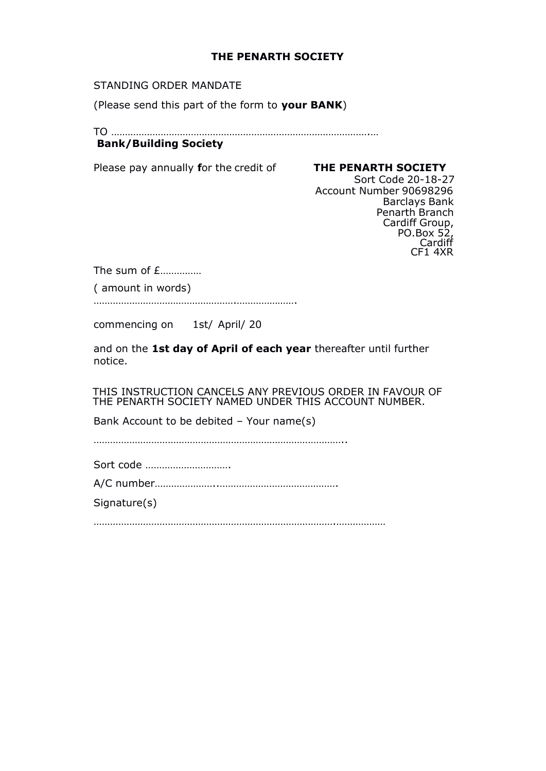# THE PENARTH SOCIETY

STANDING ORDER MANDATE

(Please send this part of the form to **your BANK**)

TO …………………………………………………………………………………..…
**Bank/Building Society**

Please pay annually **f**or the credit of

**THE PENARTH SOCIETY**
Sort Code 20-18-27
Account Number 90698296
Barclays Bank
Penarth Branch
Cardiff Group,
PO.Box 52,
Cardiff
CF1 4XR

The sum of £……………

( amount in words)
………………………………………….………………….

commencing on 1st/ April/ 20

and on the **1st day of April of each year** thereafter until further notice.

THIS INSTRUCTION CANCELS ANY PREVIOUS ORDER IN FAVOUR OF THE PENARTH SOCIETY NAMED UNDER THIS ACCOUNT NUMBER.

Bank Account to be debited – Your name(s)

………………………………………………………………………………..

Sort code ………………………….

A/C number…………………..…………………………………….

Signature(s)

…………………………………………………………………………….………………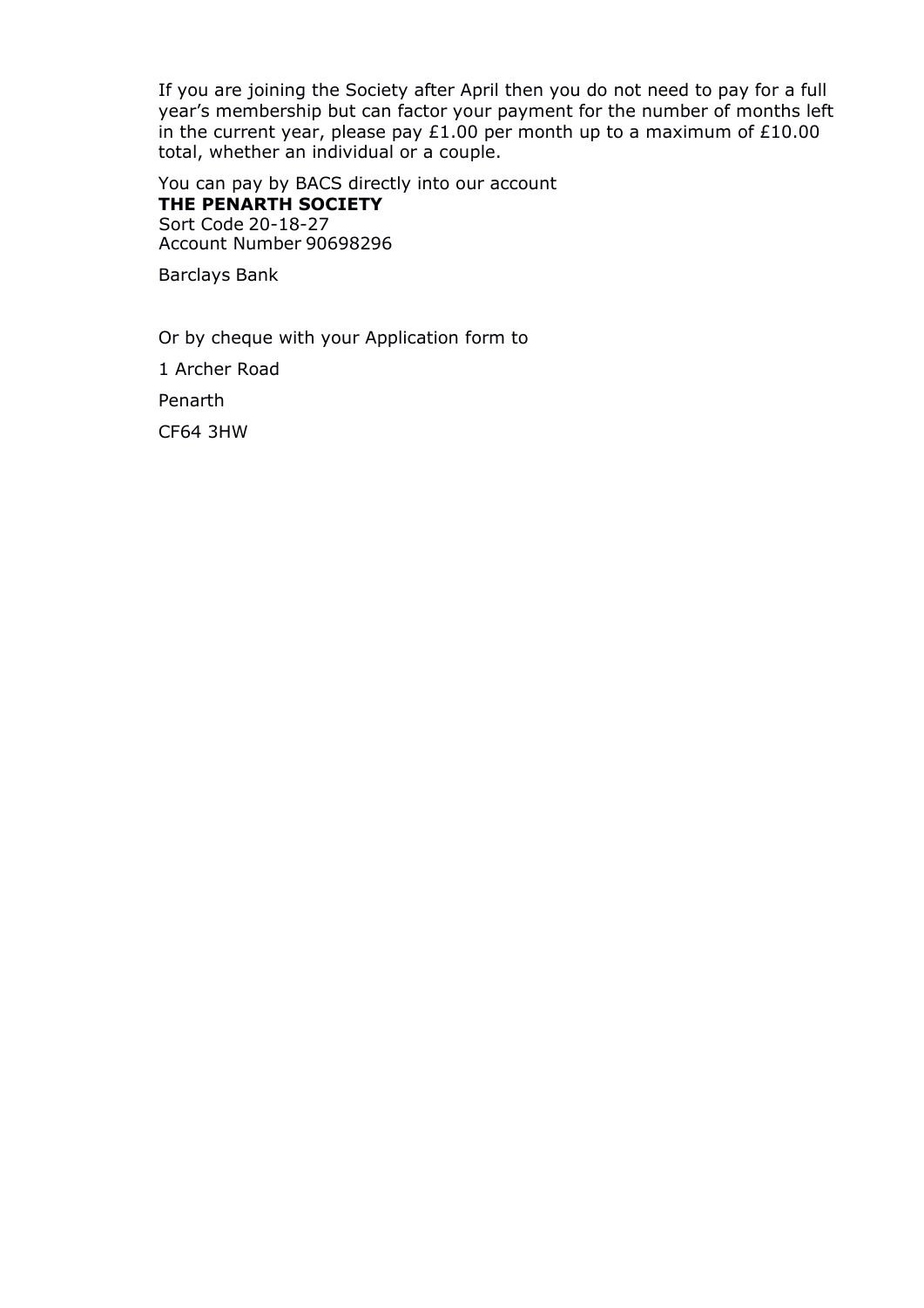If you are joining the Society after April then you do not need to pay for a full year's membership but can factor your payment for the number of months left in the current year, please pay £1.00 per month up to a maximum of £10.00 total, whether an individual or a couple.

You can pay by BACS directly into our account
**THE PENARTH SOCIETY**
Sort Code 20-18-27
Account Number 90698296

Barclays Bank

Or by cheque with your Application form to

1 Archer Road

Penarth

CF64 3HW